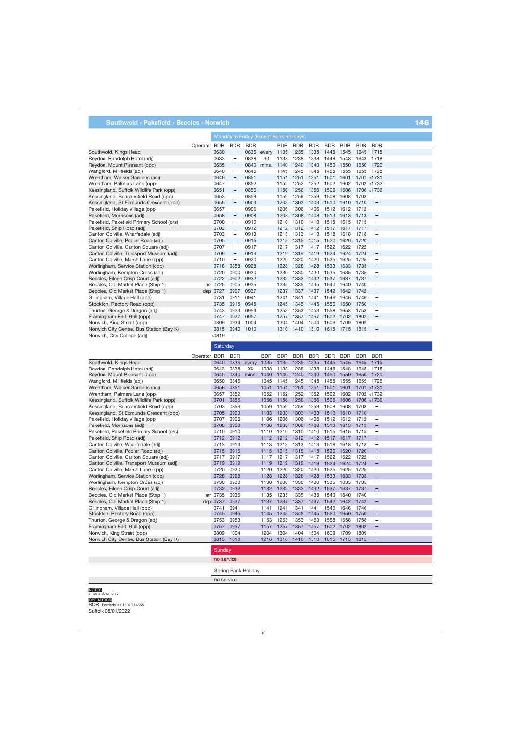## Southwold - Pakefield - Beccles - Norwich

**146**

### Monday to Friday (Except Bank Holidays)

| Operator | | BDR | BDR | BDR | | BDR | BDR | BDR | BDR | BDR | BDR | BDR |
|---|---|---|---|---|---|---|---|---|---|---|---|---|
| Southwold, Kings Head | | 0630 | – | 0835 | every | 1135 | 1235 | 1335 | 1445 | 1545 | 1645 | 1715 |
| Reydon, Randolph Hotel (adj) | | 0633 | – | 0838 | 30 | 1138 | 1238 | 1338 | 1448 | 1548 | 1648 | 1718 |
| Reydon, Mount Pleasant (opp) | | 0635 | – | 0840 | mins. | 1140 | 1240 | 1340 | 1450 | 1550 | 1650 | 1720 |
| Wangford, Millfields (adj) | | 0640 | – | 0845 | | 1145 | 1245 | 1345 | 1455 | 1555 | 1655 | 1725 |
| Wrentham, Walker Gardens (adj) | | 0646 | – | 0851 | | 1151 | 1251 | 1351 | 1501 | 1601 | 1701 | s1731 |
| Wrentham, Palmers Lane (opp) | | 0647 | – | 0852 | | 1152 | 1252 | 1352 | 1502 | 1602 | 1702 | s1732 |
| Kessingland, Suffolk Wildlife Park (opp) | | 0651 | – | 0856 | | 1156 | 1256 | 1356 | 1506 | 1606 | 1706 | s1736 |
| Kessingland, Beaconsfield Road (opp) | | 0653 | – | 0859 | | 1159 | 1259 | 1359 | 1508 | 1608 | 1708 | – |
| Kessingland, St Edmunds Crescent (opp) | | 0655 | – | 0903 | | 1203 | 1303 | 1403 | 1510 | 1610 | 1710 | – |
| Pakefield, Holiday Village (opp) | | 0657 | – | 0906 | | 1206 | 1306 | 1406 | 1512 | 1612 | 1712 | – |
| Pakefield, Morrisons (adj) | | 0658 | – | 0908 | | 1208 | 1308 | 1408 | 1513 | 1613 | 1713 | – |
| Pakefield, Pakefield Primary School (o/s) | | 0700 | – | 0910 | | 1210 | 1310 | 1410 | 1515 | 1615 | 1715 | – |
| Pakefield, Ship Road (adj) | | 0702 | – | 0912 | | 1212 | 1312 | 1412 | 1517 | 1617 | 1717 | – |
| Carlton Colville, Wharfedale (adj) | | 0703 | – | 0913 | | 1213 | 1313 | 1413 | 1518 | 1618 | 1718 | – |
| Carlton Colville, Poplar Road (adj) | | 0705 | – | 0915 | | 1215 | 1315 | 1415 | 1520 | 1620 | 1720 | – |
| Carlton Colville, Carlton Square (adj) | | 0707 | – | 0917 | | 1217 | 1317 | 1417 | 1522 | 1622 | 1722 | – |
| Carlton Colville, Transport Museum (adj) | | 0709 | – | 0919 | | 1219 | 1319 | 1419 | 1524 | 1624 | 1724 | – |
| Carlton Colville, Marsh Lane (opp) | | 0710 | – | 0920 | | 1220 | 1320 | 1420 | 1525 | 1625 | 1725 | – |
| Worlingham, Service Station (opp) | | 0718 | 0858 | 0928 | | 1228 | 1328 | 1428 | 1533 | 1633 | 1733 | – |
| Worlingham, Kempton Cross (adj) | | 0720 | 0900 | 0930 | | 1230 | 1330 | 1430 | 1535 | 1635 | 1735 | – |
| Beccles, Eileen Crisp Court (adj) | | 0722 | 0902 | 0932 | | 1232 | 1332 | 1432 | 1537 | 1637 | 1737 | – |
| Beccles, Old Market Place (Stop 1) | arr | 0725 | 0905 | 0935 | | 1235 | 1335 | 1435 | 1540 | 1640 | 1740 | – |
| Beccles, Old Market Place (Stop 1) | dep | 0727 | 0907 | 0937 | | 1237 | 1337 | 1437 | 1542 | 1642 | 1742 | – |
| Gillingham, Village Hall (opp) | | 0731 | 0911 | 0941 | | 1241 | 1341 | 1441 | 1546 | 1646 | 1746 | – |
| Stockton, Rectory Road (opp) | | 0735 | 0915 | 0945 | | 1245 | 1345 | 1445 | 1550 | 1650 | 1750 | – |
| Thurton, George & Dragon (adj) | | 0743 | 0923 | 0953 | | 1253 | 1353 | 1453 | 1558 | 1658 | 1758 | – |
| Framingham Earl, Gull (opp) | | 0747 | 0927 | 0957 | | 1257 | 1357 | 1457 | 1602 | 1702 | 1802 | – |
| Norwich, King Street (opp) | | 0809 | 0934 | 1004 | | 1304 | 1404 | 1504 | 1609 | 1709 | 1809 | – |
| Norwich City Centre, Bus Station (Bay K) | | 0815 | 0940 | 1010 | | 1310 | 1410 | 1510 | 1615 | 1715 | 1815 | – |
| Norwich, City College (adj) | | s0819 | – | – | | – | – | – | – | – | – | – |

### Saturday

| Operator | | BDR | BDR | | BDR | BDR | BDR | BDR | BDR | BDR | BDR | BDR |
|---|---|---|---|---|---|---|---|---|---|---|---|---|
| Southwold, Kings Head | | 0640 | 0835 | every | 1035 | 1135 | 1235 | 1335 | 1445 | 1545 | 1645 | 1715 |
| Reydon, Randolph Hotel (adj) | | 0643 | 0838 | 30 | 1038 | 1138 | 1238 | 1338 | 1448 | 1548 | 1648 | 1718 |
| Reydon, Mount Pleasant (opp) | | 0645 | 0840 | mins. | 1040 | 1140 | 1240 | 1340 | 1450 | 1550 | 1650 | 1720 |
| Wangford, Millfields (adj) | | 0650 | 0845 | | 1045 | 1145 | 1245 | 1345 | 1455 | 1555 | 1655 | 1725 |
| Wrentham, Walker Gardens (adj) | | 0656 | 0851 | | 1051 | 1151 | 1251 | 1351 | 1501 | 1601 | 1701 | s1731 |
| Wrentham, Palmers Lane (opp) | | 0657 | 0852 | | 1052 | 1152 | 1252 | 1352 | 1502 | 1602 | 1702 | s1732 |
| Kessingland, Suffolk Wildlife Park (opp) | | 0701 | 0856 | | 1056 | 1156 | 1256 | 1356 | 1506 | 1606 | 1706 | s1736 |
| Kessingland, Beaconsfield Road (opp) | | 0703 | 0859 | | 1059 | 1159 | 1259 | 1359 | 1508 | 1608 | 1708 | – |
| Kessingland, St Edmunds Crescent (opp) | | 0705 | 0903 | | 1103 | 1203 | 1303 | 1403 | 1510 | 1610 | 1710 | – |
| Pakefield, Holiday Village (opp) | | 0707 | 0906 | | 1106 | 1206 | 1306 | 1406 | 1512 | 1612 | 1712 | – |
| Pakefield, Morrisons (adj) | | 0708 | 0908 | | 1108 | 1208 | 1308 | 1408 | 1513 | 1613 | 1713 | – |
| Pakefield, Pakefield Primary School (o/s) | | 0710 | 0910 | | 1110 | 1210 | 1310 | 1410 | 1515 | 1615 | 1715 | – |
| Pakefield, Ship Road (adj) | | 0712 | 0912 | | 1112 | 1212 | 1312 | 1412 | 1517 | 1617 | 1717 | – |
| Carlton Colville, Wharfedale (adj) | | 0713 | 0913 | | 1113 | 1213 | 1313 | 1413 | 1518 | 1618 | 1718 | – |
| Carlton Colville, Poplar Road (adj) | | 0715 | 0915 | | 1115 | 1215 | 1315 | 1415 | 1520 | 1620 | 1720 | – |
| Carlton Colville, Carlton Square (adj) | | 0717 | 0917 | | 1117 | 1217 | 1317 | 1417 | 1522 | 1622 | 1722 | – |
| Carlton Colville, Transport Museum (adj) | | 0719 | 0919 | | 1119 | 1219 | 1319 | 1419 | 1524 | 1624 | 1724 | – |
| Carlton Colville, Marsh Lane (opp) | | 0720 | 0920 | | 1120 | 1220 | 1320 | 1420 | 1525 | 1625 | 1725 | – |
| Worlingham, Service Station (opp) | | 0728 | 0928 | | 1128 | 1228 | 1328 | 1428 | 1533 | 1633 | 1733 | – |
| Worlingham, Kempton Cross (adj) | | 0730 | 0930 | | 1130 | 1230 | 1330 | 1430 | 1535 | 1635 | 1735 | – |
| Beccles, Eileen Crisp Court (adj) | | 0732 | 0932 | | 1132 | 1232 | 1332 | 1432 | 1537 | 1637 | 1737 | – |
| Beccles, Old Market Place (Stop 1) | arr | 0735 | 0935 | | 1135 | 1235 | 1335 | 1435 | 1540 | 1640 | 1740 | – |
| Beccles, Old Market Place (Stop 1) | dep | 0737 | 0937 | | 1137 | 1237 | 1337 | 1437 | 1542 | 1642 | 1742 | – |
| Gillingham, Village Hall (opp) | | 0741 | 0941 | | 1141 | 1241 | 1341 | 1441 | 1546 | 1646 | 1746 | – |
| Stockton, Rectory Road (opp) | | 0745 | 0945 | | 1145 | 1245 | 1345 | 1445 | 1550 | 1650 | 1750 | – |
| Thurton, George & Dragon (adj) | | 0753 | 0953 | | 1153 | 1253 | 1353 | 1453 | 1558 | 1658 | 1758 | – |
| Framingham Earl, Gull (opp) | | 0757 | 0957 | | 1157 | 1257 | 1357 | 1457 | 1602 | 1702 | 1802 | – |
| Norwich, King Street (opp) | | 0809 | 1004 | | 1204 | 1304 | 1404 | 1504 | 1609 | 1709 | 1809 | – |
| Norwich City Centre, Bus Station (Bay K) | | 0815 | 1010 | | 1210 | 1310 | 1410 | 1510 | 1615 | 1715 | 1815 | – |

### Sunday

no service

### Spring Bank Holiday

no service

**NOTES**

s sets down only

**OPERATORS**

BDR Borderbus 01502 714565

Suffolk 08/01/2022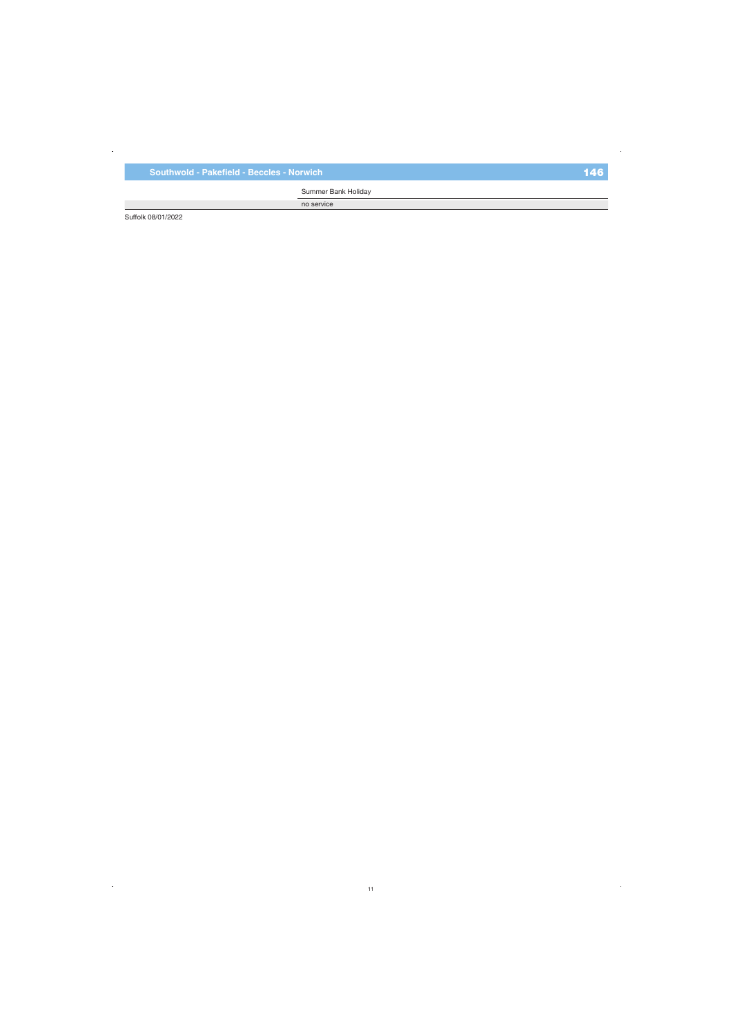## Southwold - Pakefield - Beccles - Norwich 146

| | Summer Bank Holiday |
|---|---|
| | no service |

Suffolk 08/01/2022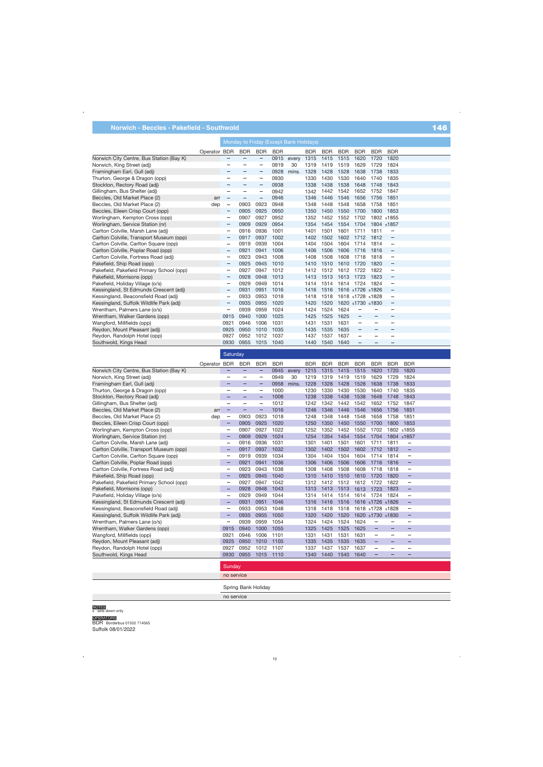# Norwich - Beccles - Pakefield - Southwold

**146**

## Monday to Friday (Except Bank Holidays)

| Operator | | BDR | BDR | BDR | BDR | | BDR | BDR | BDR | BDR | BDR | BDR |
|---|---|---|---|---|---|---|---|---|---|---|---|---|
| Norwich City Centre, Bus Station (Bay K) | | – | – | – | 0915 | every | 1315 | 1415 | 1515 | 1620 | 1720 | 1820 |
| Norwich, King Street (adj) | | – | – | – | 0919 | 30 | 1319 | 1419 | 1519 | 1629 | 1729 | 1824 |
| Framingham Earl, Gull (adj) | | – | – | – | 0928 | mins. | 1328 | 1428 | 1528 | 1638 | 1738 | 1833 |
| Thurton, George & Dragon (opp) | | – | – | – | 0930 | | 1330 | 1430 | 1530 | 1640 | 1740 | 1835 |
| Stockton, Rectory Road (adj) | | – | – | – | 0938 | | 1338 | 1438 | 1538 | 1648 | 1748 | 1843 |
| Gillingham, Bus Shelter (adj) | | – | – | – | 0942 | | 1342 | 1442 | 1542 | 1652 | 1752 | 1847 |
| Beccles, Old Market Place (2) | arr | – | – | – | 0946 | | 1346 | 1446 | 1546 | 1656 | 1756 | 1851 |
| Beccles, Old Market Place (2) | dep | – | 0903 | 0923 | 0948 | | 1348 | 1448 | 1548 | 1658 | 1758 | 1851 |
| Beccles, Eileen Crisp Court (opp) | | – | 0905 | 0925 | 0950 | | 1350 | 1450 | 1550 | 1700 | 1800 | 1853 |
| Worlingham, Kempton Cross (opp) | | – | 0907 | 0927 | 0952 | | 1352 | 1452 | 1552 | 1702 | 1802 | s1855 |
| Worlingham, Service Station (nr) | | – | 0909 | 0929 | 0954 | | 1354 | 1454 | 1554 | 1704 | 1804 | s1857 |
| Carlton Colville, Marsh Lane (adj) | | – | 0916 | 0936 | 1001 | | 1401 | 1501 | 1601 | 1711 | 1811 | – |
| Carlton Colville, Transport Museum (opp) | | – | 0917 | 0937 | 1002 | | 1402 | 1502 | 1602 | 1712 | 1812 | – |
| Carlton Colville, Carlton Square (opp) | | – | 0919 | 0939 | 1004 | | 1404 | 1504 | 1604 | 1714 | 1814 | – |
| Carlton Colville, Poplar Road (opp) | | – | 0921 | 0941 | 1006 | | 1406 | 1506 | 1606 | 1716 | 1816 | – |
| Carlton Colville, Fortress Road (adj) | | – | 0923 | 0943 | 1008 | | 1408 | 1508 | 1608 | 1718 | 1818 | – |
| Pakefield, Ship Road (opp) | | – | 0925 | 0945 | 1010 | | 1410 | 1510 | 1610 | 1720 | 1820 | – |
| Pakefield, Pakefield Primary School (opp) | | – | 0927 | 0947 | 1012 | | 1412 | 1512 | 1612 | 1722 | 1822 | – |
| Pakefield, Morrisons (opp) | | – | 0928 | 0948 | 1013 | | 1413 | 1513 | 1613 | 1723 | 1823 | – |
| Pakefield, Holiday Village (o/s) | | – | 0929 | 0949 | 1014 | | 1414 | 1514 | 1614 | 1724 | 1824 | – |
| Kessingland, St Edmunds Crescent (adj) | | – | 0931 | 0951 | 1016 | | 1416 | 1516 | 1616 | s1726 | s1826 | – |
| Kessingland, Beaconsfield Road (adj) | | – | 0933 | 0953 | 1018 | | 1418 | 1518 | 1618 | s1728 | s1828 | – |
| Kessingland, Suffolk Wildlife Park (adj) | | – | 0935 | 0955 | 1020 | | 1420 | 1520 | 1620 | s1730 | s1830 | – |
| Wrentham, Palmers Lane (o/s) | | – | 0939 | 0959 | 1024 | | 1424 | 1524 | 1624 | – | – | – |
| Wrentham, Walker Gardens (opp) | | 0915 | 0940 | 1000 | 1025 | | 1425 | 1525 | 1625 | – | – | – |
| Wangford, Millfields (opp) | | 0921 | 0946 | 1006 | 1031 | | 1431 | 1531 | 1631 | – | – | – |
| Reydon, Mount Pleasant (adj) | | 0925 | 0950 | 1010 | 1035 | | 1435 | 1535 | 1635 | – | – | – |
| Reydon, Randolph Hotel (opp) | | 0927 | 0952 | 1012 | 1037 | | 1437 | 1537 | 1637 | – | – | – |
| Southwold, Kings Head | | 0930 | 0955 | 1015 | 1040 | | 1440 | 1540 | 1640 | – | – | – |

## Saturday

| Operator | | BDR | BDR | BDR | BDR | | BDR | BDR | BDR | BDR | BDR | BDR | BDR |
|---|---|---|---|---|---|---|---|---|---|---|---|---|---|
| Norwich City Centre, Bus Station (Bay K) | | – | – | – | 0945 | every | 1215 | 1315 | 1415 | 1515 | 1620 | 1720 | 1820 |
| Norwich, King Street (adj) | | – | – | – | 0949 | 30 | 1219 | 1319 | 1419 | 1519 | 1629 | 1729 | 1824 |
| Framingham Earl, Gull (adj) | | – | – | – | 0958 | mins. | 1228 | 1328 | 1428 | 1528 | 1638 | 1738 | 1833 |
| Thurton, George & Dragon (opp) | | – | – | – | 1000 | | 1230 | 1330 | 1430 | 1530 | 1640 | 1740 | 1835 |
| Stockton, Rectory Road (adj) | | – | – | – | 1008 | | 1238 | 1338 | 1438 | 1538 | 1648 | 1748 | 1843 |
| Gillingham, Bus Shelter (adj) | | – | – | – | 1012 | | 1242 | 1342 | 1442 | 1542 | 1652 | 1752 | 1847 |
| Beccles, Old Market Place (2) | arr | – | – | – | 1016 | | 1246 | 1346 | 1446 | 1546 | 1656 | 1756 | 1851 |
| Beccles, Old Market Place (2) | dep | – | 0903 | 0923 | 1018 | | 1248 | 1348 | 1448 | 1548 | 1658 | 1758 | 1851 |
| Beccles, Eileen Crisp Court (opp) | | – | 0905 | 0925 | 1020 | | 1250 | 1350 | 1450 | 1550 | 1700 | 1800 | 1853 |
| Worlingham, Kempton Cross (opp) | | – | 0907 | 0927 | 1022 | | 1252 | 1352 | 1452 | 1552 | 1702 | 1802 | s1855 |
| Worlingham, Service Station (nr) | | – | 0909 | 0929 | 1024 | | 1254 | 1354 | 1454 | 1554 | 1704 | 1804 | s1857 |
| Carlton Colville, Marsh Lane (adj) | | – | 0916 | 0936 | 1031 | | 1301 | 1401 | 1501 | 1601 | 1711 | 1811 | – |
| Carlton Colville, Transport Museum (opp) | | – | 0917 | 0937 | 1032 | | 1302 | 1402 | 1502 | 1602 | 1712 | 1812 | – |
| Carlton Colville, Carlton Square (opp) | | – | 0919 | 0939 | 1034 | | 1304 | 1404 | 1504 | 1604 | 1714 | 1814 | – |
| Carlton Colville, Poplar Road (opp) | | – | 0921 | 0941 | 1036 | | 1306 | 1406 | 1506 | 1606 | 1716 | 1816 | – |
| Carlton Colville, Fortress Road (adj) | | – | 0923 | 0943 | 1038 | | 1308 | 1408 | 1508 | 1608 | 1718 | 1818 | – |
| Pakefield, Ship Road (opp) | | – | 0925 | 0945 | 1040 | | 1310 | 1410 | 1510 | 1610 | 1720 | 1820 | – |
| Pakefield, Pakefield Primary School (opp) | | – | 0927 | 0947 | 1042 | | 1312 | 1412 | 1512 | 1612 | 1722 | 1822 | – |
| Pakefield, Morrisons (opp) | | – | 0928 | 0948 | 1043 | | 1313 | 1413 | 1513 | 1613 | 1723 | 1823 | – |
| Pakefield, Holiday Village (o/s) | | – | 0929 | 0949 | 1044 | | 1314 | 1414 | 1514 | 1614 | 1724 | 1824 | – |
| Kessingland, St Edmunds Crescent (adj) | | – | 0931 | 0951 | 1046 | | 1316 | 1416 | 1516 | 1616 | s1726 | s1826 | – |
| Kessingland, Beaconsfield Road (adj) | | – | 0933 | 0953 | 1048 | | 1318 | 1418 | 1518 | 1618 | s1728 | s1828 | – |
| Kessingland, Suffolk Wildlife Park (adj) | | – | 0935 | 0955 | 1050 | | 1320 | 1420 | 1520 | 1620 | s1730 | s1830 | – |
| Wrentham, Palmers Lane (o/s) | | – | 0939 | 0959 | 1054 | | 1324 | 1424 | 1524 | 1624 | – | – | – |
| Wrentham, Walker Gardens (opp) | | 0915 | 0940 | 1000 | 1055 | | 1325 | 1425 | 1525 | 1625 | – | – | – |
| Wangford, Millfields (opp) | | 0921 | 0946 | 1006 | 1101 | | 1331 | 1431 | 1531 | 1631 | – | – | – |
| Reydon, Mount Pleasant (adj) | | 0925 | 0950 | 1010 | 1105 | | 1335 | 1435 | 1535 | 1635 | – | – | – |
| Reydon, Randolph Hotel (opp) | | 0927 | 0952 | 1012 | 1107 | | 1337 | 1437 | 1537 | 1637 | – | – | – |
| Southwold, Kings Head | | 0930 | 0955 | 1015 | 1110 | | 1340 | 1440 | 1540 | 1640 | – | – | – |

## Sunday

no service

## Spring Bank Holiday

no service

**NOTES**

s sets down only

**OPERATORS**

BDR Borderbus 01502 714565

Suffolk 08/01/2022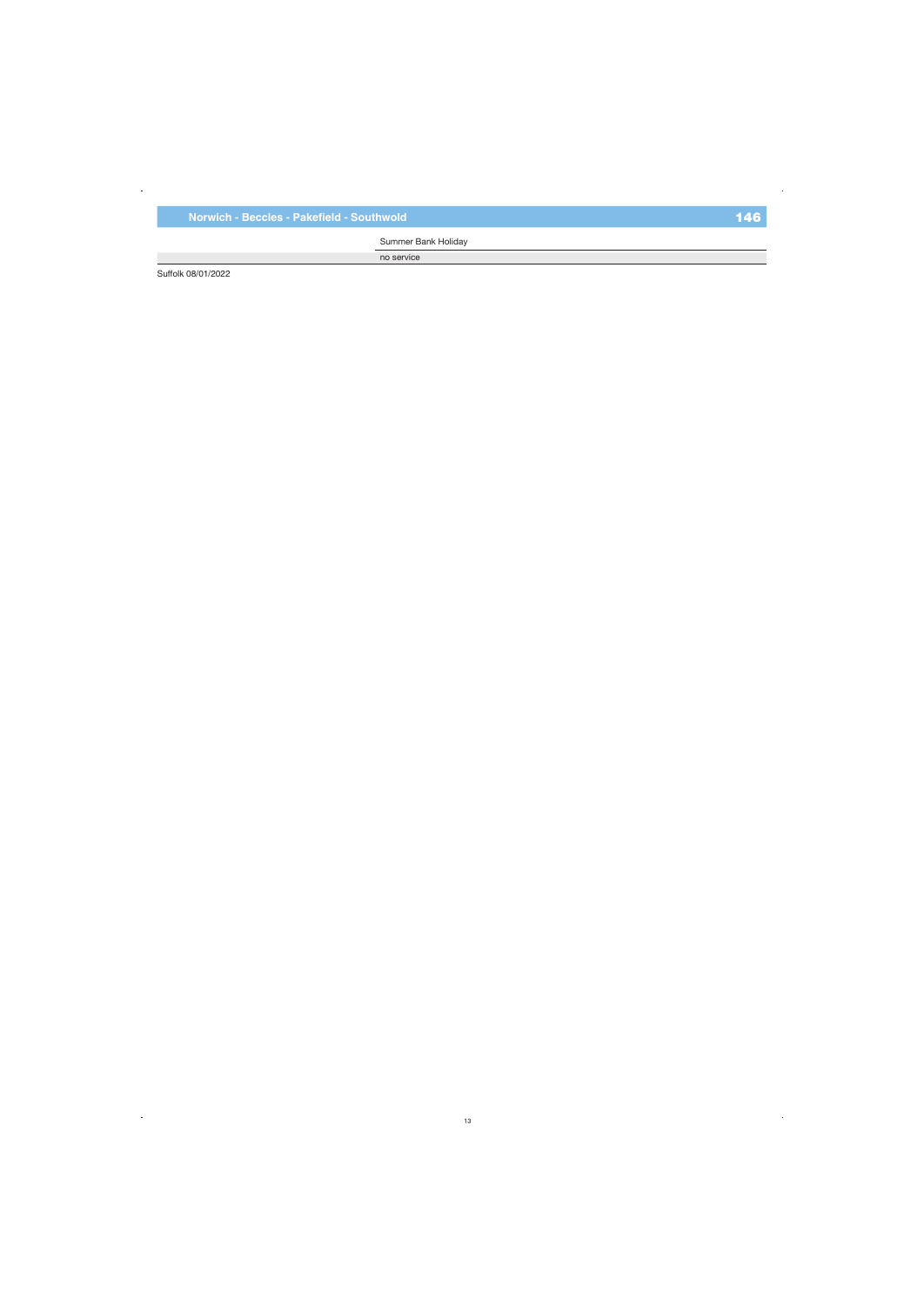## Norwich - Beccles - Pakefield - Southwold

**146**

| | Summer Bank Holiday |
|---|---|
| | no service |

Suffolk 08/01/2022